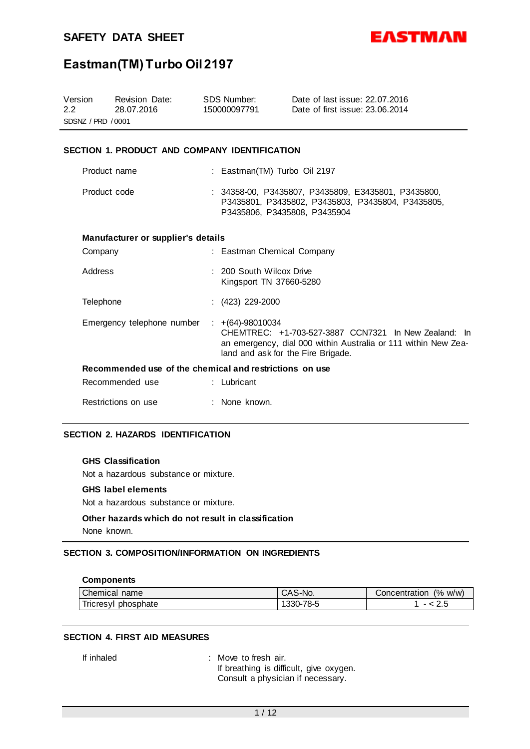# SAFETY DATA SHEET

EASTMAN

## Eastman(TM) Turbo Oil 2197

| Version | Revision Date: | SDS Number: | Date of last issue: 22.07.2016 |
|---|---|---|---|
| 2.2 | 28.07.2016 | 150000097791 | Date of first issue: 23.06.2014 |

SDSNZ / PRD / 0001

### SECTION 1. PRODUCT AND COMPANY IDENTIFICATION

Product name : Eastman(TM) Turbo Oil 2197

Product code : 34358-00, P3435807, P3435809, E3435801, P3435800, P3435801, P3435802, P3435803, P3435804, P3435805, P3435806, P3435808, P3435904

**Manufacturer or supplier's details**

Company : Eastman Chemical Company

Address : 200 South Wilcox Drive
Kingsport TN 37660-5280

Telephone : (423) 229-2000

Emergency telephone number : +(64)-98010034
CHEMTREC: +1-703-527-3887 CCN7321 In New Zealand: In an emergency, dial 000 within Australia or 111 within New Zealand and ask for the Fire Brigade.

**Recommended use of the chemical and restrictions on use**

Recommended use : Lubricant

Restrictions on use : None known.

### SECTION 2. HAZARDS IDENTIFICATION

**GHS Classification**

Not a hazardous substance or mixture.

**GHS label elements**

Not a hazardous substance or mixture.

**Other hazards which do not result in classification**

None known.

### SECTION 3. COMPOSITION/INFORMATION ON INGREDIENTS

**Components**

| Chemical name | CAS-No. | Concentration (% w/w) |
|---|---|---|
| Tricresyl phosphate | 1330-78-5 | 1 - < 2.5 |

### SECTION 4. FIRST AID MEASURES

If inhaled : Move to fresh air.
If breathing is difficult, give oxygen.
Consult a physician if necessary.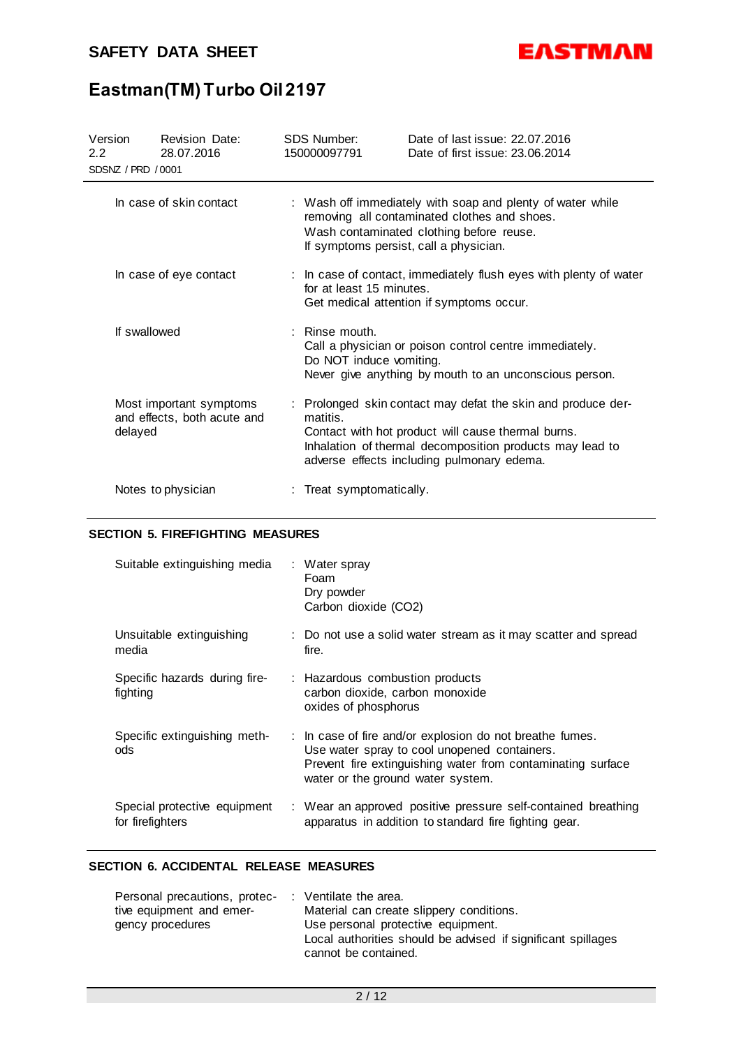| | | |
|---|---|---|
| In case of skin contact | : | Wash off immediately with soap and plenty of water while removing all contaminated clothes and shoes.<br>Wash contaminated clothing before reuse.<br>If symptoms persist, call a physician. |
| In case of eye contact | : | In case of contact, immediately flush eyes with plenty of water for at least 15 minutes.<br>Get medical attention if symptoms occur. |
| If swallowed | : | Rinse mouth.<br>Call a physician or poison control centre immediately.<br>Do NOT induce vomiting.<br>Never give anything by mouth to an unconscious person. |
| Most important symptoms and effects, both acute and delayed | : | Prolonged skin contact may defat the skin and produce dermatitis.<br>Contact with hot product will cause thermal burns.<br>Inhalation of thermal decomposition products may lead to adverse effects including pulmonary edema. |
| Notes to physician | : | Treat symptomatically. |

## SECTION 5. FIREFIGHTING MEASURES

| | | |
|---|---|---|
| Suitable extinguishing media | : | Water spray<br>Foam<br>Dry powder<br>Carbon dioxide ($CO_2$) |
| Unsuitable extinguishing media | : | Do not use a solid water stream as it may scatter and spread fire. |
| Specific hazards during firefighting | : | Hazardous combustion products<br>carbon dioxide, carbon monoxide<br>oxides of phosphorus |
| Specific extinguishing methods | : | In case of fire and/or explosion do not breathe fumes.<br>Use water spray to cool unopened containers.<br>Prevent fire extinguishing water from contaminating surface water or the ground water system. |
| Special protective equipment for firefighters | : | Wear an approved positive pressure self-contained breathing apparatus in addition to standard fire fighting gear. |

## SECTION 6. ACCIDENTAL RELEASE MEASURES

| | | |
|---|---|---|
| Personal precautions, protective equipment and emergency procedures | : | Ventilate the area.<br>Material can create slippery conditions.<br>Use personal protective equipment.<br>Local authorities should be advised if significant spillages cannot be contained. |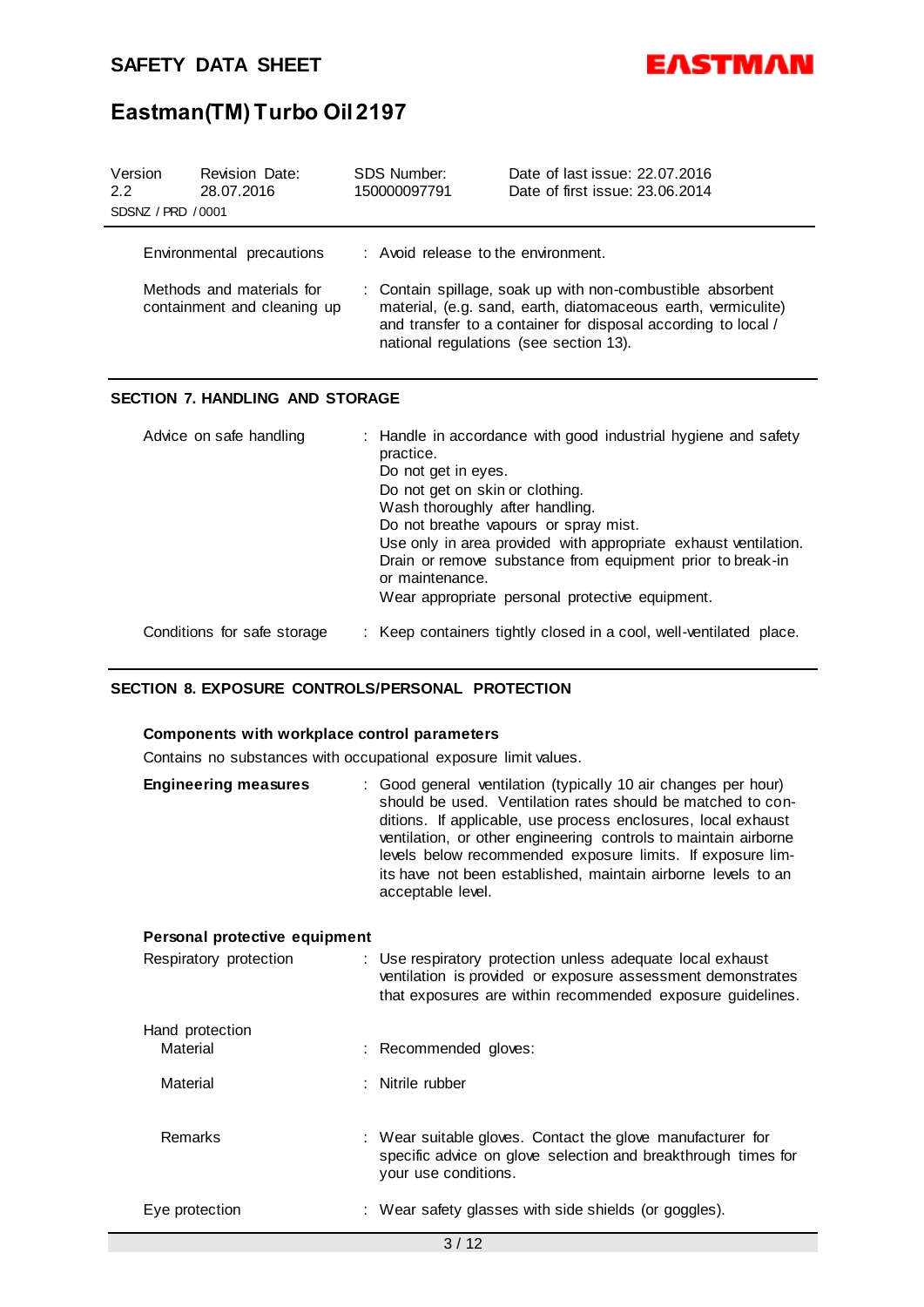| | | |
|---|---|---|
| Environmental precautions | : | Avoid release to the environment. |
| Methods and materials for containment and cleaning up | : | Contain spillage, soak up with non-combustible absorbent material, (e.g. sand, earth, diatomaceous earth, vermiculite) and transfer to a container for disposal according to local / national regulations (see section 13). |

## SECTION 7. HANDLING AND STORAGE

| | | |
|---|---|---|
| Advice on safe handling | : | Handle in accordance with good industrial hygiene and safety practice.<br>Do not get in eyes.<br>Do not get on skin or clothing.<br>Wash thoroughly after handling.<br>Do not breathe vapours or spray mist.<br>Use only in area provided with appropriate exhaust ventilation.<br>Drain or remove substance from equipment prior to break-in or maintenance.<br>Wear appropriate personal protective equipment. |
| Conditions for safe storage | : | Keep containers tightly closed in a cool, well-ventilated place. |

## SECTION 8. EXPOSURE CONTROLS/PERSONAL PROTECTION

**Components with workplace control parameters**

Contains no substances with occupational exposure limit values.

| | | |
|---|---|---|
| **Engineering measures** | : | Good general ventilation (typically 10 air changes per hour) should be used. Ventilation rates should be matched to conditions. If applicable, use process enclosures, local exhaust ventilation, or other engineering controls to maintain airborne levels below recommended exposure limits. If exposure limits have not been established, maintain airborne levels to an acceptable level. |

**Personal protective equipment**

| | | |
|---|---|---|
| Respiratory protection | : | Use respiratory protection unless adequate local exhaust ventilation is provided or exposure assessment demonstrates that exposures are within recommended exposure guidelines. |
| Hand protection | | |
| Material | : | Recommended gloves: |
| Material | : | Nitrile rubber |
| Remarks | : | Wear suitable gloves. Contact the glove manufacturer for specific advice on glove selection and breakthrough times for your use conditions. |
| Eye protection | : | Wear safety glasses with side shields (or goggles). |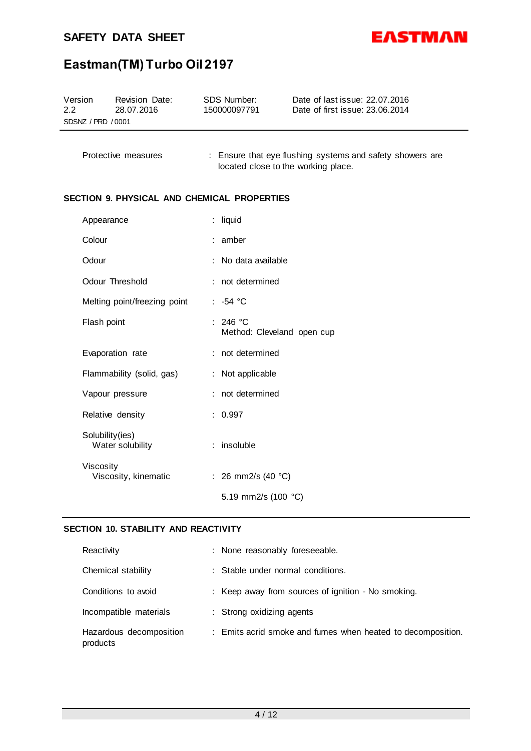| | | |
|---|---|---|
| Protective measures | : | Ensure that eye flushing systems and safety showers are located close to the working place. |

## SECTION 9. PHYSICAL AND CHEMICAL PROPERTIES

| | | |
|---|---|---|
| Appearance | : | liquid |
| Colour | : | amber |
| Odour | : | No data available |
| Odour Threshold | : | not determined |
| Melting point/freezing point | : | -54 °C |
| Flash point | : | 246 °C<br>Method: Cleveland open cup |
| Evaporation rate | : | not determined |
| Flammability (solid, gas) | : | Not applicable |
| Vapour pressure | : | not determined |
| Relative density | : | 0.997 |
| Solubility(ies)<br>Water solubility | : | insoluble |
| Viscosity<br>Viscosity, kinematic | : | 26 mm2/s (40 °C)<br>5.19 mm2/s (100 °C) |

## SECTION 10. STABILITY AND REACTIVITY

| | | |
|---|---|---|
| Reactivity | : | None reasonably foreseeable. |
| Chemical stability | : | Stable under normal conditions. |
| Conditions to avoid | : | Keep away from sources of ignition - No smoking. |
| Incompatible materials | : | Strong oxidizing agents |
| Hazardous decomposition products | : | Emits acrid smoke and fumes when heated to decomposition. |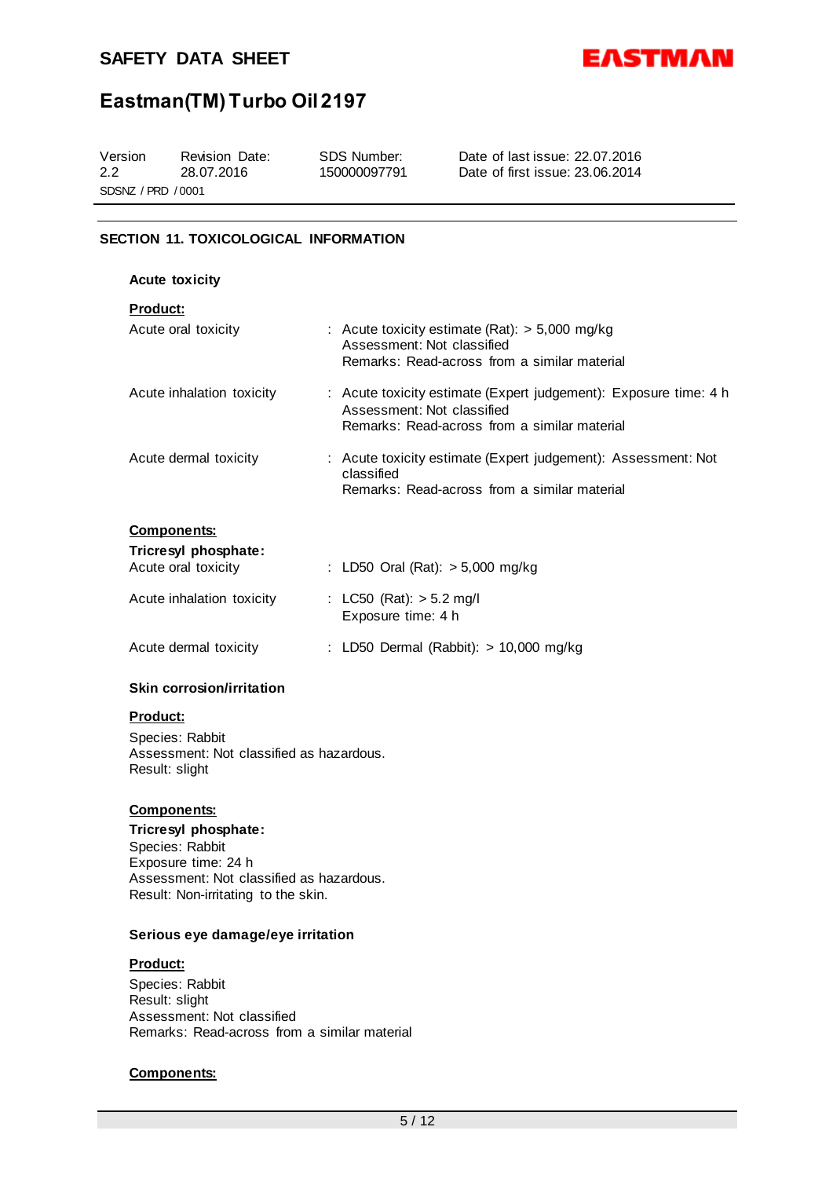## SECTION 11. TOXICOLOGICAL INFORMATION

### Acute toxicity

**Product:**

| | |
|---|---|
| Acute oral toxicity | : Acute toxicity estimate (Rat): > 5,000 mg/kg<br>Assessment: Not classified<br>Remarks: Read-across from a similar material |
| Acute inhalation toxicity | : Acute toxicity estimate (Expert judgement): Exposure time: 4 h<br>Assessment: Not classified<br>Remarks: Read-across from a similar material |
| Acute dermal toxicity | : Acute toxicity estimate (Expert judgement): Assessment: Not classified<br>Remarks: Read-across from a similar material |

**Components:**

**Tricresyl phosphate:**

| | |
|---|---|
| Acute oral toxicity | : LD50 Oral (Rat): > 5,000 mg/kg |
| Acute inhalation toxicity | : LC50 (Rat): > 5.2 mg/l<br>Exposure time: 4 h |
| Acute dermal toxicity | : LD50 Dermal (Rabbit): > 10,000 mg/kg |

### Skin corrosion/irritation

**Product:**

Species: Rabbit
Assessment: Not classified as hazardous.
Result: slight

**Components:**

**Tricresyl phosphate:**
Species: Rabbit
Exposure time: 24 h
Assessment: Not classified as hazardous.
Result: Non-irritating to the skin.

### Serious eye damage/eye irritation

**Product:**

Species: Rabbit
Result: slight
Assessment: Not classified
Remarks: Read-across from a similar material

**Components:**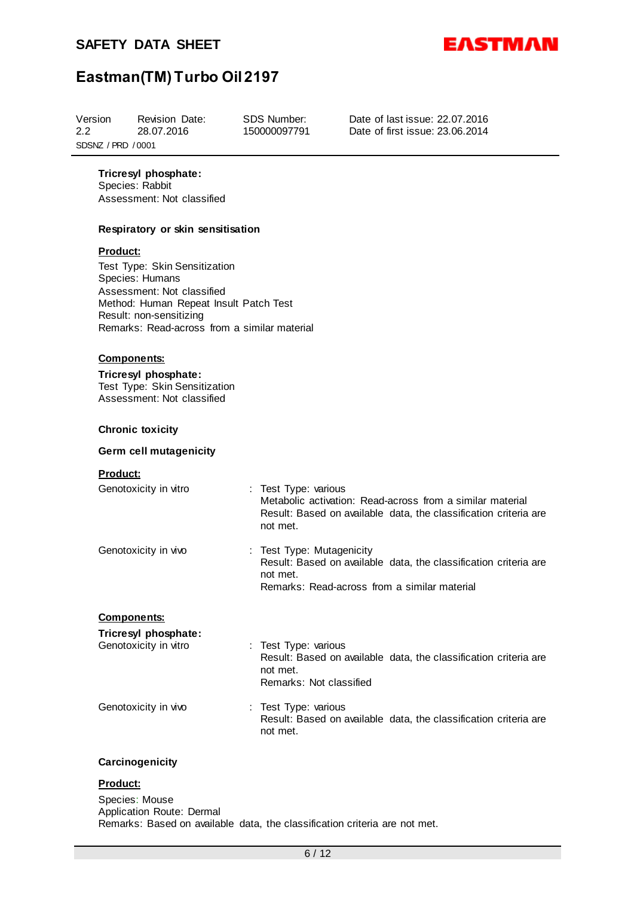**Tricresyl phosphate:**
Species: Rabbit
Assessment: Not classified

**Respiratory or skin sensitisation**

**Product:**

Test Type: Skin Sensitization
Species: Humans
Assessment: Not classified
Method: Human Repeat Insult Patch Test
Result: non-sensitizing
Remarks: Read-across from a similar material

**Components:**

**Tricresyl phosphate:**
Test Type: Skin Sensitization
Assessment: Not classified

**Chronic toxicity**

**Germ cell mutagenicity**

**Product:**

Genotoxicity in vitro : Test Type: various
Metabolic activation: Read-across from a similar material
Result: Based on available data, the classification criteria are not met.

Genotoxicity in vivo : Test Type: Mutagenicity
Result: Based on available data, the classification criteria are not met.
Remarks: Read-across from a similar material

**Components:**

**Tricresyl phosphate:**

Genotoxicity in vitro : Test Type: various
Result: Based on available data, the classification criteria are not met.
Remarks: Not classified

Genotoxicity in vivo : Test Type: various
Result: Based on available data, the classification criteria are not met.

**Carcinogenicity**

**Product:**

Species: Mouse
Application Route: Dermal
Remarks: Based on available data, the classification criteria are not met.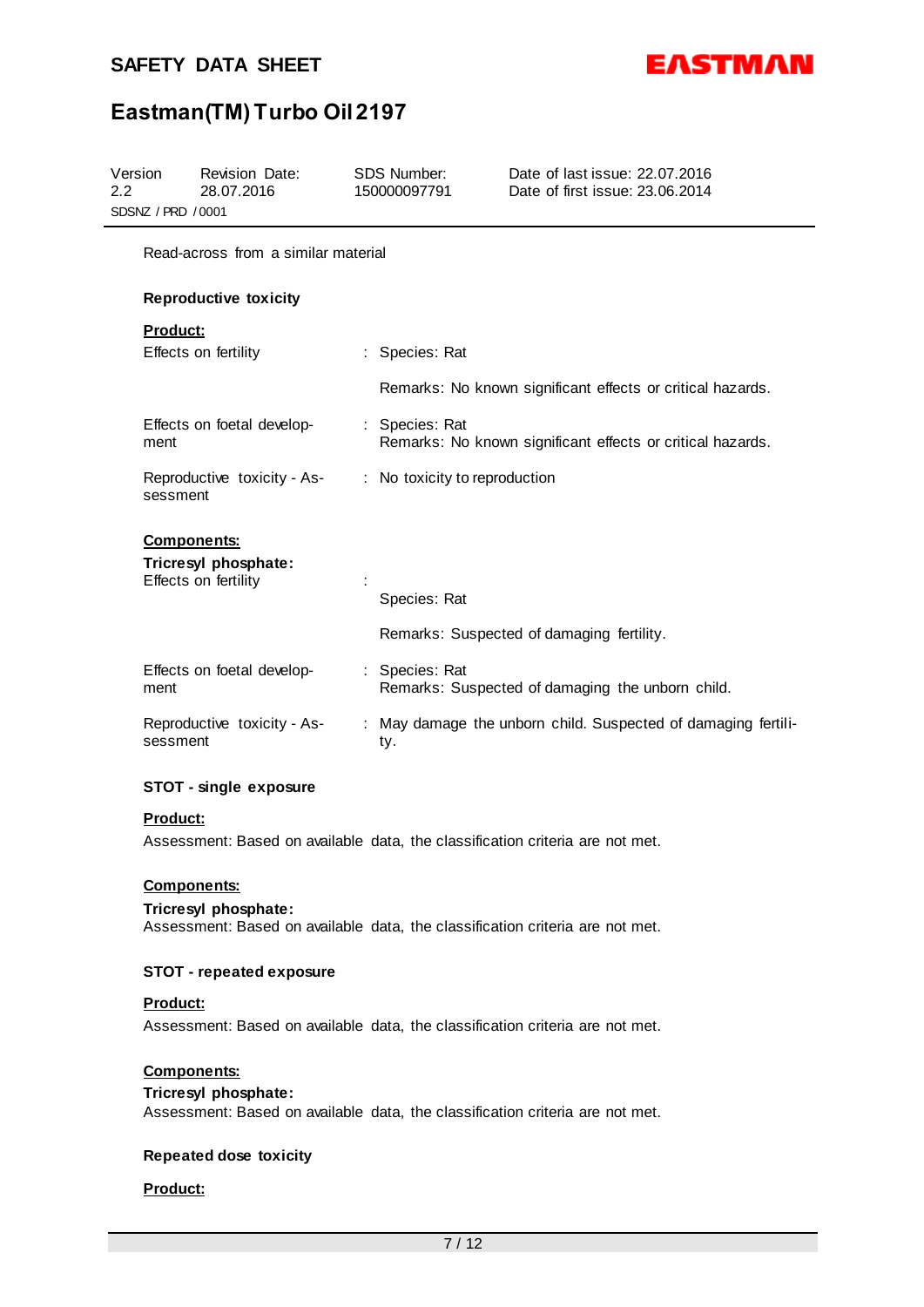Read-across from a similar material

**Reproductive toxicity**

**Product:**

Effects on fertility : Species: Rat

Remarks: No known significant effects or critical hazards.

Effects on foetal development : Species: Rat
Remarks: No known significant effects or critical hazards.

Reproductive toxicity - Assessment : No toxicity to reproduction

**Components:**

**Tricresyl phosphate:**

Effects on fertility :

Species: Rat

Remarks: Suspected of damaging fertility.

Effects on foetal development : Species: Rat
Remarks: Suspected of damaging the unborn child.

Reproductive toxicity - Assessment : May damage the unborn child. Suspected of damaging fertility.

**STOT - single exposure**

**Product:**

Assessment: Based on available data, the classification criteria are not met.

**Components:**

**Tricresyl phosphate:**
Assessment: Based on available data, the classification criteria are not met.

**STOT - repeated exposure**

**Product:**

Assessment: Based on available data, the classification criteria are not met.

**Components:**

**Tricresyl phosphate:**
Assessment: Based on available data, the classification criteria are not met.

**Repeated dose toxicity**

**Product:**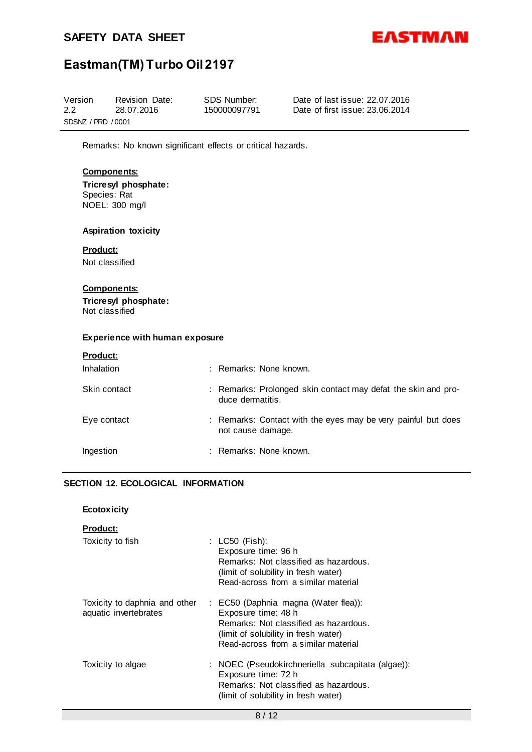Remarks: No known significant effects or critical hazards.

**Components:**

**Tricresyl phosphate:**
Species: Rat
NOEL: 300 mg/l

**Aspiration toxicity**

**Product:**
Not classified

**Components:**

**Tricresyl phosphate:**
Not classified

**Experience with human exposure**

**Product:**

| | |
|---|---|
| Inhalation | : Remarks: None known. |
| Skin contact | : Remarks: Prolonged skin contact may defat the skin and produce dermatitis. |
| Eye contact | : Remarks: Contact with the eyes may be very painful but does not cause damage. |
| Ingestion | : Remarks: None known. |

## SECTION 12. ECOLOGICAL INFORMATION

**Ecotoxicity**

**Product:**

| | |
|---|---|
| Toxicity to fish | : LC50 (Fish):<br>Exposure time: 96 h<br>Remarks: Not classified as hazardous.<br>(limit of solubility in fresh water)<br>Read-across from a similar material |
| Toxicity to daphnia and other aquatic invertebrates | : EC50 (Daphnia magna (Water flea)):<br>Exposure time: 48 h<br>Remarks: Not classified as hazardous.<br>(limit of solubility in fresh water)<br>Read-across from a similar material |
| Toxicity to algae | : NOEC (Pseudokirchneriella subcapitata (algae)):<br>Exposure time: 72 h<br>Remarks: Not classified as hazardous.<br>(limit of solubility in fresh water) |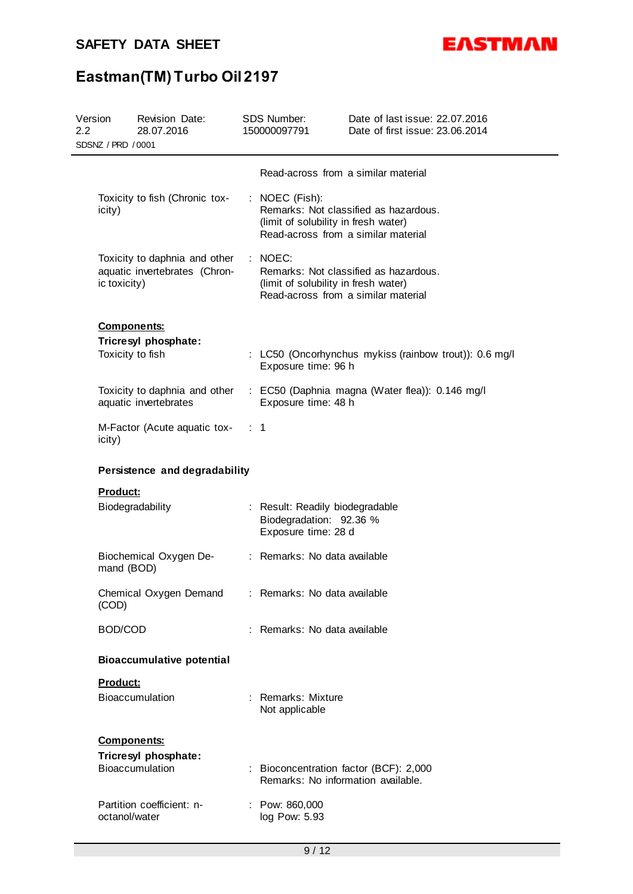Read-across from a similar material

| | | |
|---|---|---|
| Toxicity to fish (Chronic toxicity) | : | NOEC (Fish):<br>Remarks: Not classified as hazardous.<br>(limit of solubility in fresh water)<br>Read-across from a similar material |
| Toxicity to daphnia and other aquatic invertebrates (Chronic toxicity) | : | NOEC:<br>Remarks: Not classified as hazardous.<br>(limit of solubility in fresh water)<br>Read-across from a similar material |

**Components:**

**Tricresyl phosphate:**

| | | |
|---|---|---|
| Toxicity to fish | : | LC50 (Oncorhynchus mykiss (rainbow trout)): 0.6 mg/l<br>Exposure time: 96 h |
| Toxicity to daphnia and other aquatic invertebrates | : | EC50 (Daphnia magna (Water flea)): 0.146 mg/l<br>Exposure time: 48 h |
| M-Factor (Acute aquatic toxicity) | : | 1 |

### Persistence and degradability

**Product:**

| | | |
|---|---|---|
| Biodegradability | : | Result: Readily biodegradable<br>Biodegradation: 92.36 %<br>Exposure time: 28 d |
| Biochemical Oxygen Demand (BOD) | : | Remarks: No data available |
| Chemical Oxygen Demand (COD) | : | Remarks: No data available |
| BOD/COD | : | Remarks: No data available |

### Bioaccumulative potential

**Product:**

| | | |
|---|---|---|
| Bioaccumulation | : | Remarks: Mixture<br>Not applicable |

**Components:**

**Tricresyl phosphate:**

| | | |
|---|---|---|
| Bioaccumulation | : | Bioconcentration factor (BCF): 2,000<br>Remarks: No information available. |
| Partition coefficient: n-octanol/water | : | Pow: 860,000<br>log Pow: 5.93 |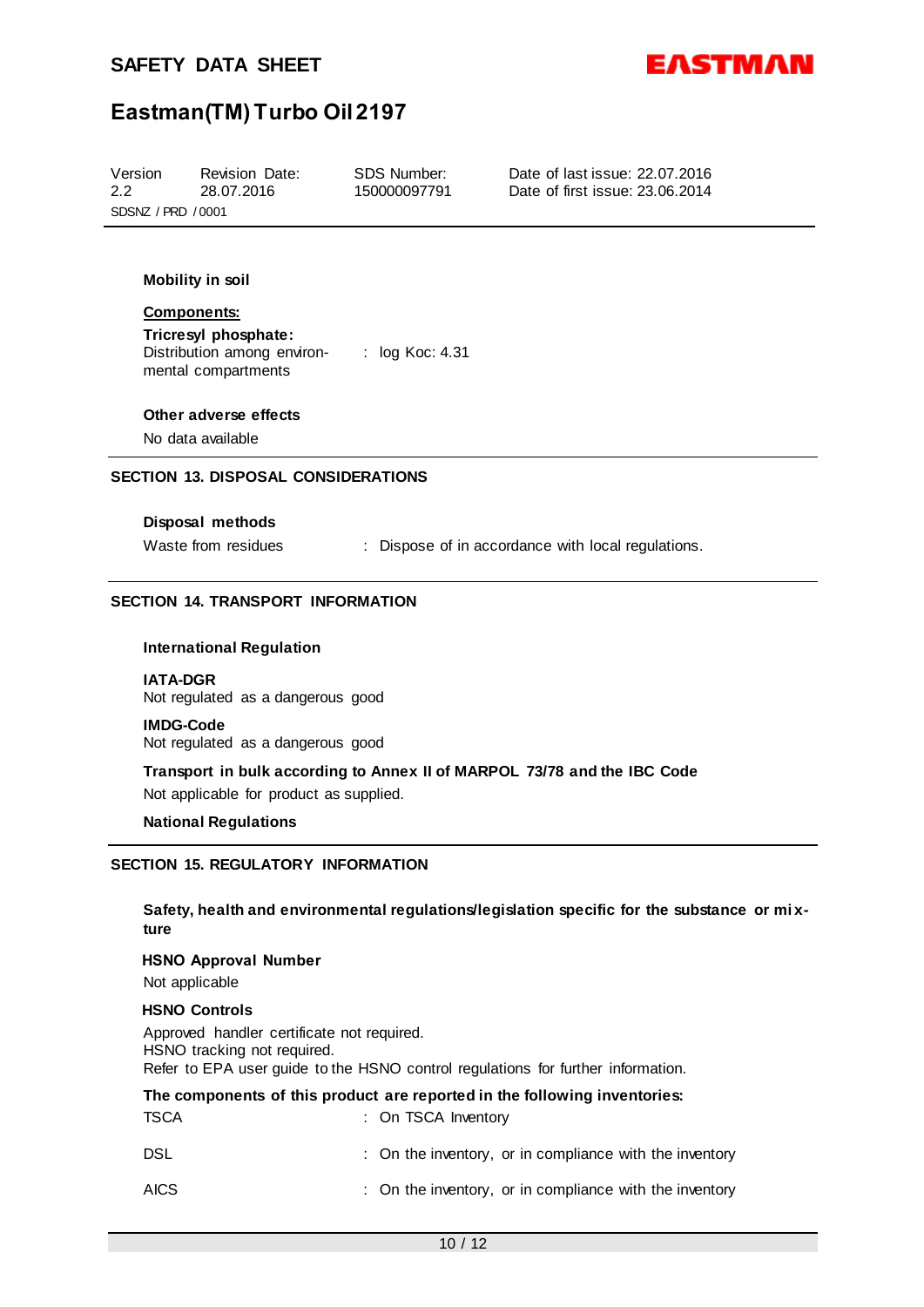**Mobility in soil**

**Components:**

**Tricresyl phosphate:**

Distribution among environmental compartments : log Koc: 4.31

**Other adverse effects**

No data available

## SECTION 13. DISPOSAL CONSIDERATIONS

**Disposal methods**

Waste from residues : Dispose of in accordance with local regulations.

## SECTION 14. TRANSPORT INFORMATION

**International Regulation**

**IATA-DGR**

Not regulated as a dangerous good

**IMDG-Code**

Not regulated as a dangerous good

**Transport in bulk according to Annex II of MARPOL 73/78 and the IBC Code**

Not applicable for product as supplied.

**National Regulations**

## SECTION 15. REGULATORY INFORMATION

**Safety, health and environmental regulations/legislation specific for the substance or mixture**

**HSNO Approval Number**

Not applicable

**HSNO Controls**

Approved handler certificate not required.
HSNO tracking not required.
Refer to EPA user guide to the HSNO control regulations for further information.

**The components of this product are reported in the following inventories:**

TSCA : On TSCA Inventory

DSL : On the inventory, or in compliance with the inventory

AICS : On the inventory, or in compliance with the inventory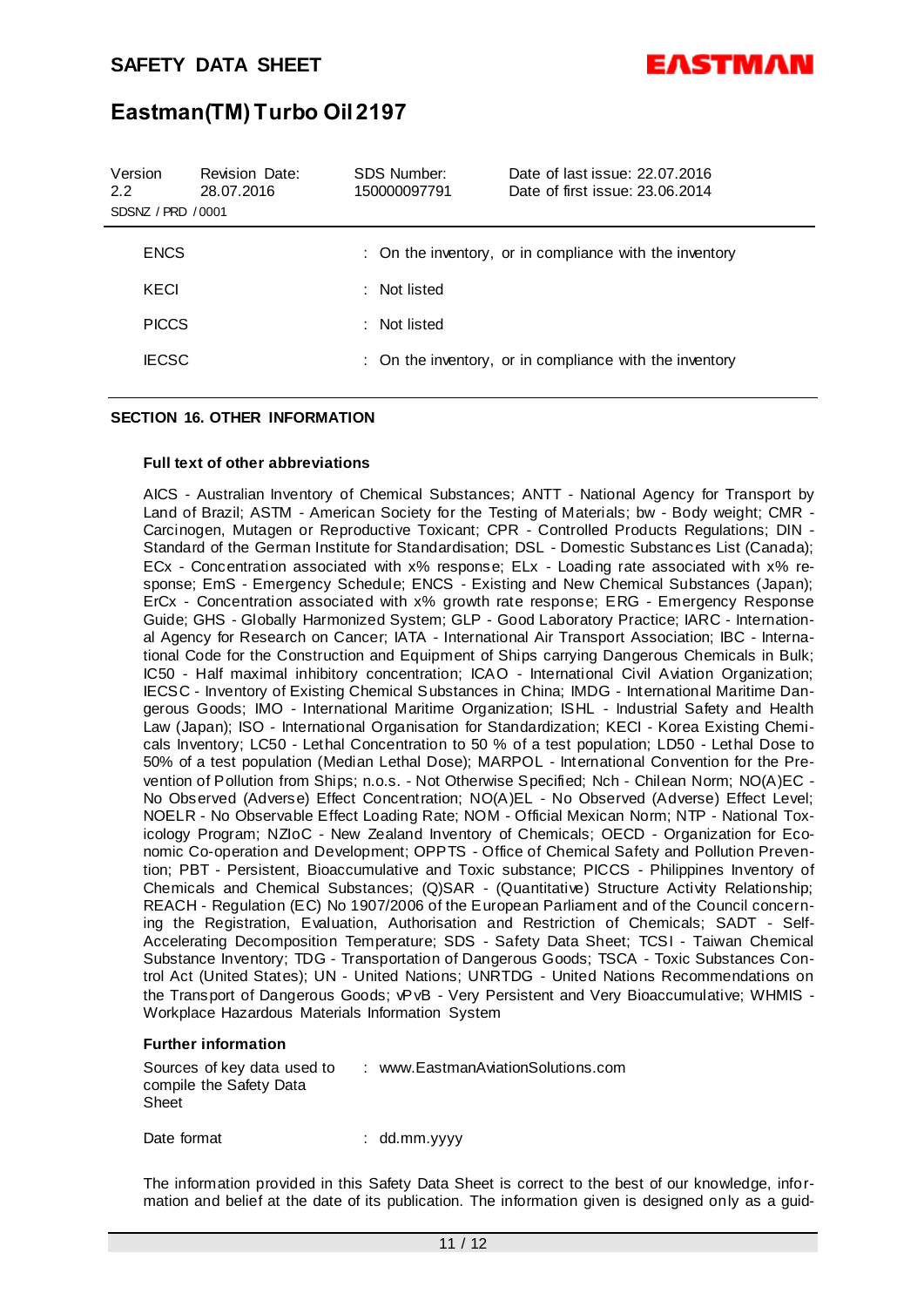| | |
|---|---|
| ENCS | : On the inventory, or in compliance with the inventory |
| KECI | : Not listed |
| PICCS | : Not listed |
| IECSC | : On the inventory, or in compliance with the inventory |

## SECTION 16. OTHER INFORMATION

**Full text of other abbreviations**

AICS - Australian Inventory of Chemical Substances; ANTT - National Agency for Transport by Land of Brazil; ASTM - American Society for the Testing of Materials; bw - Body weight; CMR - Carcinogen, Mutagen or Reproductive Toxicant; CPR - Controlled Products Regulations; DIN - Standard of the German Institute for Standardisation; DSL - Domestic Substances List (Canada); ECx - Concentration associated with x% response; ELx - Loading rate associated with x% response; EmS - Emergency Schedule; ENCS - Existing and New Chemical Substances (Japan); ErCx - Concentration associated with x% growth rate response; ERG - Emergency Response Guide; GHS - Globally Harmonized System; GLP - Good Laboratory Practice; IARC - International Agency for Research on Cancer; IATA - International Air Transport Association; IBC - International Code for the Construction and Equipment of Ships carrying Dangerous Chemicals in Bulk; IC50 - Half maximal inhibitory concentration; ICAO - International Civil Aviation Organization; IECSC - Inventory of Existing Chemical Substances in China; IMDG - International Maritime Dangerous Goods; IMO - International Maritime Organization; ISHL - Industrial Safety and Health Law (Japan); ISO - International Organisation for Standardization; KECI - Korea Existing Chemicals Inventory; LC50 - Lethal Concentration to 50 % of a test population; LD50 - Lethal Dose to 50% of a test population (Median Lethal Dose); MARPOL - International Convention for the Prevention of Pollution from Ships; n.o.s. - Not Otherwise Specified; Nch - Chilean Norm; NO(A)EC - No Observed (Adverse) Effect Concentration; NO(A)EL - No Observed (Adverse) Effect Level; NOELR - No Observable Effect Loading Rate; NOM - Official Mexican Norm; NTP - National Toxicology Program; NZIoC - New Zealand Inventory of Chemicals; OECD - Organization for Economic Co-operation and Development; OPPTS - Office of Chemical Safety and Pollution Prevention; PBT - Persistent, Bioaccumulative and Toxic substance; PICCS - Philippines Inventory of Chemicals and Chemical Substances; (Q)SAR - (Quantitative) Structure Activity Relationship; REACH - Regulation (EC) No 1907/2006 of the European Parliament and of the Council concerning the Registration, Evaluation, Authorisation and Restriction of Chemicals; SADT - Self-Accelerating Decomposition Temperature; SDS - Safety Data Sheet; TCSI - Taiwan Chemical Substance Inventory; TDG - Transportation of Dangerous Goods; TSCA - Toxic Substances Control Act (United States); UN - United Nations; UNRTDG - United Nations Recommendations on the Transport of Dangerous Goods; vPvB - Very Persistent and Very Bioaccumulative; WHMIS - Workplace Hazardous Materials Information System

**Further information**

| | |
|---|---|
| Sources of key data used to compile the Safety Data Sheet | : www.EastmanAviationSolutions.com |
| Date format | : dd.mm.yyyy |

The information provided in this Safety Data Sheet is correct to the best of our knowledge, information and belief at the date of its publication. The information given is designed only as a guid-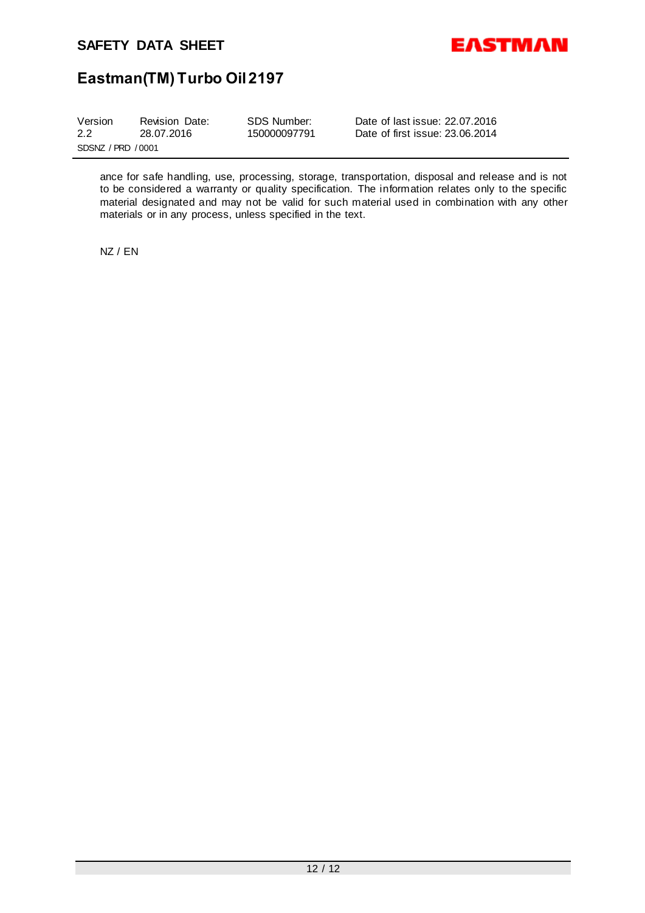ance for safe handling, use, processing, storage, transportation, disposal and release and is not to be considered a warranty or quality specification. The information relates only to the specific material designated and may not be valid for such material used in combination with any other materials or in any process, unless specified in the text.

NZ / EN